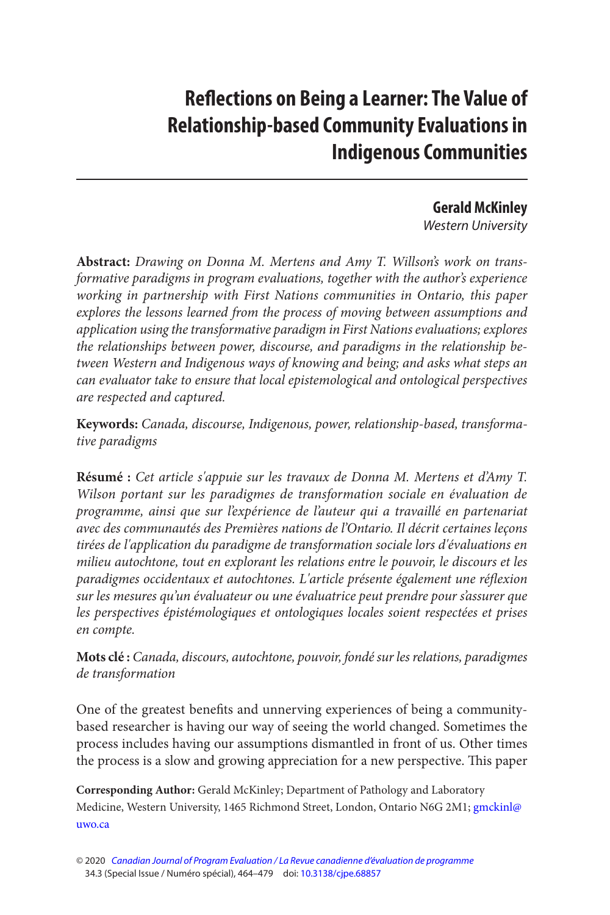# Reflections on Being a Learner: The Value of Relationship-based Community Evaluations in Indigenous Communities

**Gerald McKinley**
*Western University*

**Abstract:** *Drawing on Donna M. Mertens and Amy T. Willson's work on transformative paradigms in program evaluations, together with the author's experience working in partnership with First Nations communities in Ontario, this paper explores the lessons learned from the process of moving between assumptions and application using the transformative paradigm in First Nations evaluations; explores the relationships between power, discourse, and paradigms in the relationship between Western and Indigenous ways of knowing and being; and asks what steps an can evaluator take to ensure that local epistemological and ontological perspectives are respected and captured.*

**Keywords:** *Canada, discourse, Indigenous, power, relationship-based, transformative paradigms*

**Résumé :** *Cet article s'appuie sur les travaux de Donna M. Mertens et d'Amy T. Wilson portant sur les paradigmes de transformation sociale en évaluation de programme, ainsi que sur l'expérience de l'auteur qui a travaillé en partenariat avec des communautés des Premières nations de l'Ontario. Il décrit certaines leçons tirées de l'application du paradigme de transformation sociale lors d'évaluations en milieu autochtone, tout en explorant les relations entre le pouvoir, le discours et les paradigmes occidentaux et autochtones. L'article présente également une réflexion sur les mesures qu'un évaluateur ou une évaluatrice peut prendre pour s'assurer que les perspectives épistémologiques et ontologiques locales soient respectées et prises en compte.*

**Mots clé :** *Canada, discours, autochtone, pouvoir, fondé sur les relations, paradigmes de transformation*

One of the greatest benefits and unnerving experiences of being a community-based researcher is having our way of seeing the world changed. Sometimes the process includes having our assumptions dismantled in front of us. Other times the process is a slow and growing appreciation for a new perspective. This paper

**Corresponding Author:** Gerald McKinley; Department of Pathology and Laboratory Medicine, Western University, 1465 Richmond Street, London, Ontario N6G 2M1; gmckinl@uwo.ca

© 2020 *Canadian Journal of Program Evaluation / La Revue canadienne d'évaluation de programme* 34.3 (Special Issue / Numéro spécial), 464–479 doi: 10.3138/cjpe.68857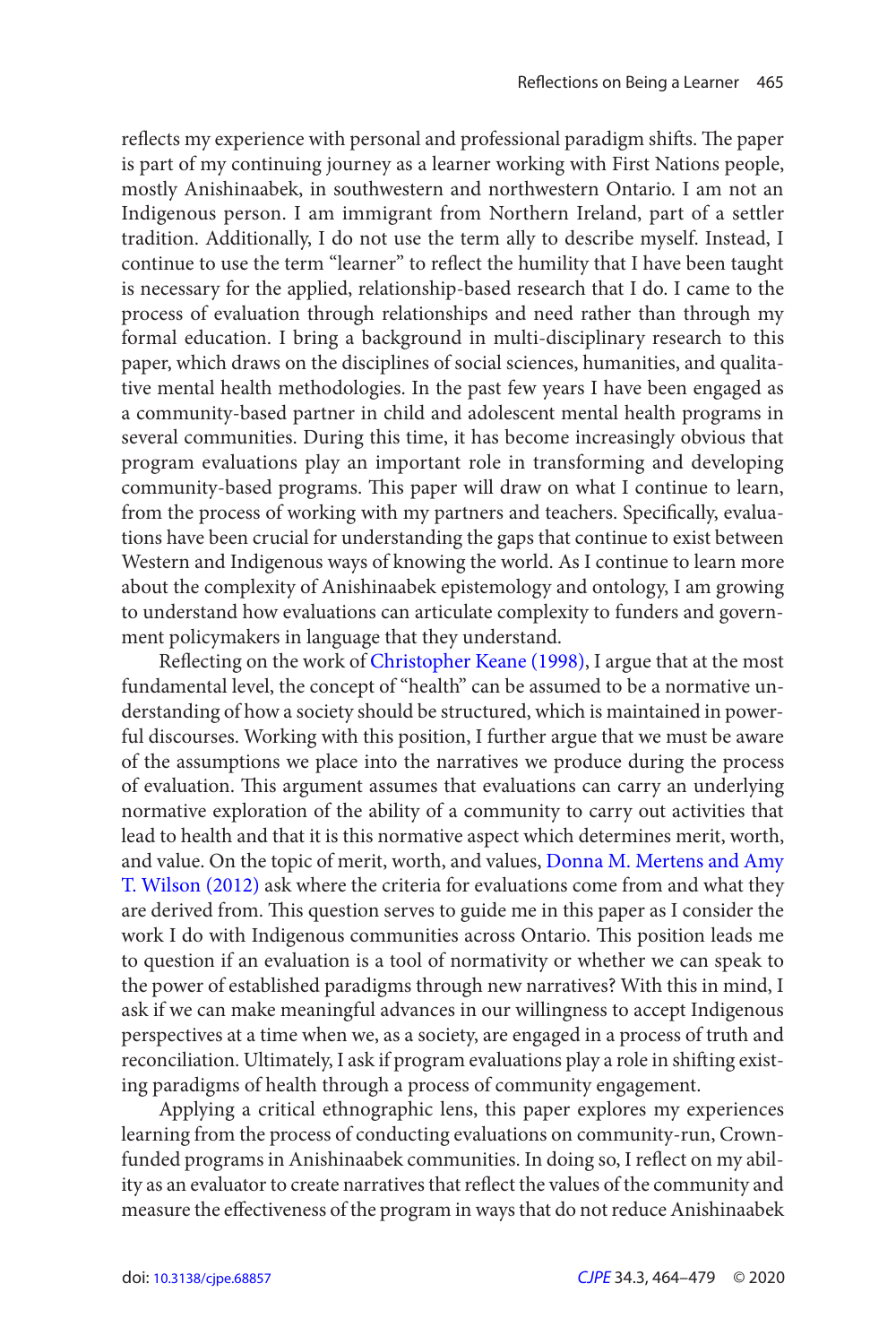reflects my experience with personal and professional paradigm shifts. The paper is part of my continuing journey as a learner working with First Nations people, mostly Anishinaabek, in southwestern and northwestern Ontario. I am not an Indigenous person. I am immigrant from Northern Ireland, part of a settler tradition. Additionally, I do not use the term ally to describe myself. Instead, I continue to use the term "learner" to reflect the humility that I have been taught is necessary for the applied, relationship-based research that I do. I came to the process of evaluation through relationships and need rather than through my formal education. I bring a background in multi-disciplinary research to this paper, which draws on the disciplines of social sciences, humanities, and qualitative mental health methodologies. In the past few years I have been engaged as a community-based partner in child and adolescent mental health programs in several communities. During this time, it has become increasingly obvious that program evaluations play an important role in transforming and developing community-based programs. This paper will draw on what I continue to learn, from the process of working with my partners and teachers. Specifically, evaluations have been crucial for understanding the gaps that continue to exist between Western and Indigenous ways of knowing the world. As I continue to learn more about the complexity of Anishinaabek epistemology and ontology, I am growing to understand how evaluations can articulate complexity to funders and government policymakers in language that they understand.

Reflecting on the work of Christopher Keane (1998), I argue that at the most fundamental level, the concept of "health" can be assumed to be a normative understanding of how a society should be structured, which is maintained in powerful discourses. Working with this position, I further argue that we must be aware of the assumptions we place into the narratives we produce during the process of evaluation. This argument assumes that evaluations can carry an underlying normative exploration of the ability of a community to carry out activities that lead to health and that it is this normative aspect which determines merit, worth, and value. On the topic of merit, worth, and values, Donna M. Mertens and Amy T. Wilson (2012) ask where the criteria for evaluations come from and what they are derived from. This question serves to guide me in this paper as I consider the work I do with Indigenous communities across Ontario. This position leads me to question if an evaluation is a tool of normativity or whether we can speak to the power of established paradigms through new narratives? With this in mind, I ask if we can make meaningful advances in our willingness to accept Indigenous perspectives at a time when we, as a society, are engaged in a process of truth and reconciliation. Ultimately, I ask if program evaluations play a role in shifting existing paradigms of health through a process of community engagement.

Applying a critical ethnographic lens, this paper explores my experiences learning from the process of conducting evaluations on community-run, Crown-funded programs in Anishinaabek communities. In doing so, I reflect on my ability as an evaluator to create narratives that reflect the values of the community and measure the effectiveness of the program in ways that do not reduce Anishinaabek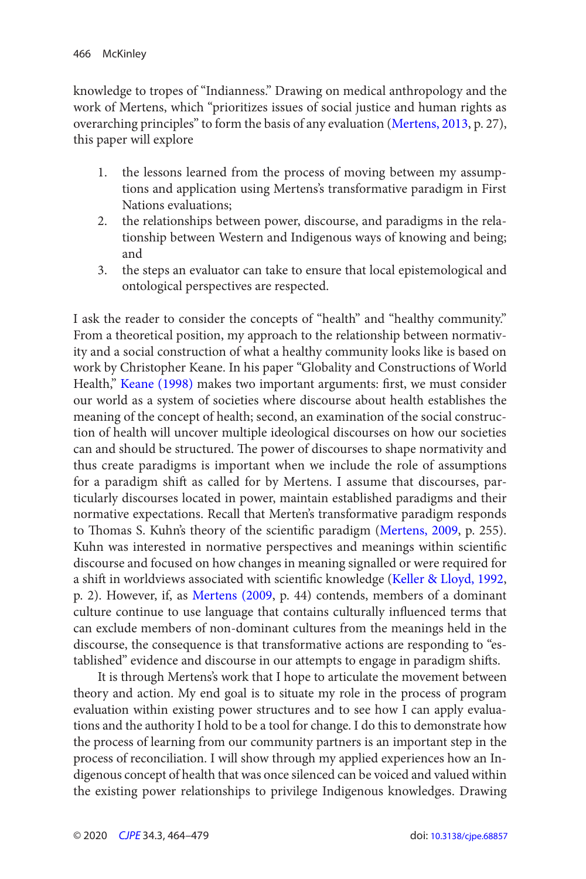knowledge to tropes of "Indianness." Drawing on medical anthropology and the work of Mertens, which "prioritizes issues of social justice and human rights as overarching principles" to form the basis of any evaluation (Mertens, 2013, p. 27), this paper will explore

1. the lessons learned from the process of moving between my assumptions and application using Mertens's transformative paradigm in First Nations evaluations;
2. the relationships between power, discourse, and paradigms in the relationship between Western and Indigenous ways of knowing and being; and
3. the steps an evaluator can take to ensure that local epistemological and ontological perspectives are respected.

I ask the reader to consider the concepts of "health" and "healthy community." From a theoretical position, my approach to the relationship between normativity and a social construction of what a healthy community looks like is based on work by Christopher Keane. In his paper "Globality and Constructions of World Health," Keane (1998) makes two important arguments: first, we must consider our world as a system of societies where discourse about health establishes the meaning of the concept of health; second, an examination of the social construction of health will uncover multiple ideological discourses on how our societies can and should be structured. The power of discourses to shape normativity and thus create paradigms is important when we include the role of assumptions for a paradigm shift as called for by Mertens. I assume that discourses, particularly discourses located in power, maintain established paradigms and their normative expectations. Recall that Merten's transformative paradigm responds to Thomas S. Kuhn's theory of the scientific paradigm (Mertens, 2009, p. 255). Kuhn was interested in normative perspectives and meanings within scientific discourse and focused on how changes in meaning signalled or were required for a shift in worldviews associated with scientific knowledge (Keller & Lloyd, 1992, p. 2). However, if, as Mertens (2009, p. 44) contends, members of a dominant culture continue to use language that contains culturally influenced terms that can exclude members of non-dominant cultures from the meanings held in the discourse, the consequence is that transformative actions are responding to "established" evidence and discourse in our attempts to engage in paradigm shifts.

It is through Mertens's work that I hope to articulate the movement between theory and action. My end goal is to situate my role in the process of program evaluation within existing power structures and to see how I can apply evaluations and the authority I hold to be a tool for change. I do this to demonstrate how the process of learning from our community partners is an important step in the process of reconciliation. I will show through my applied experiences how an Indigenous concept of health that was once silenced can be voiced and valued within the existing power relationships to privilege Indigenous knowledges. Drawing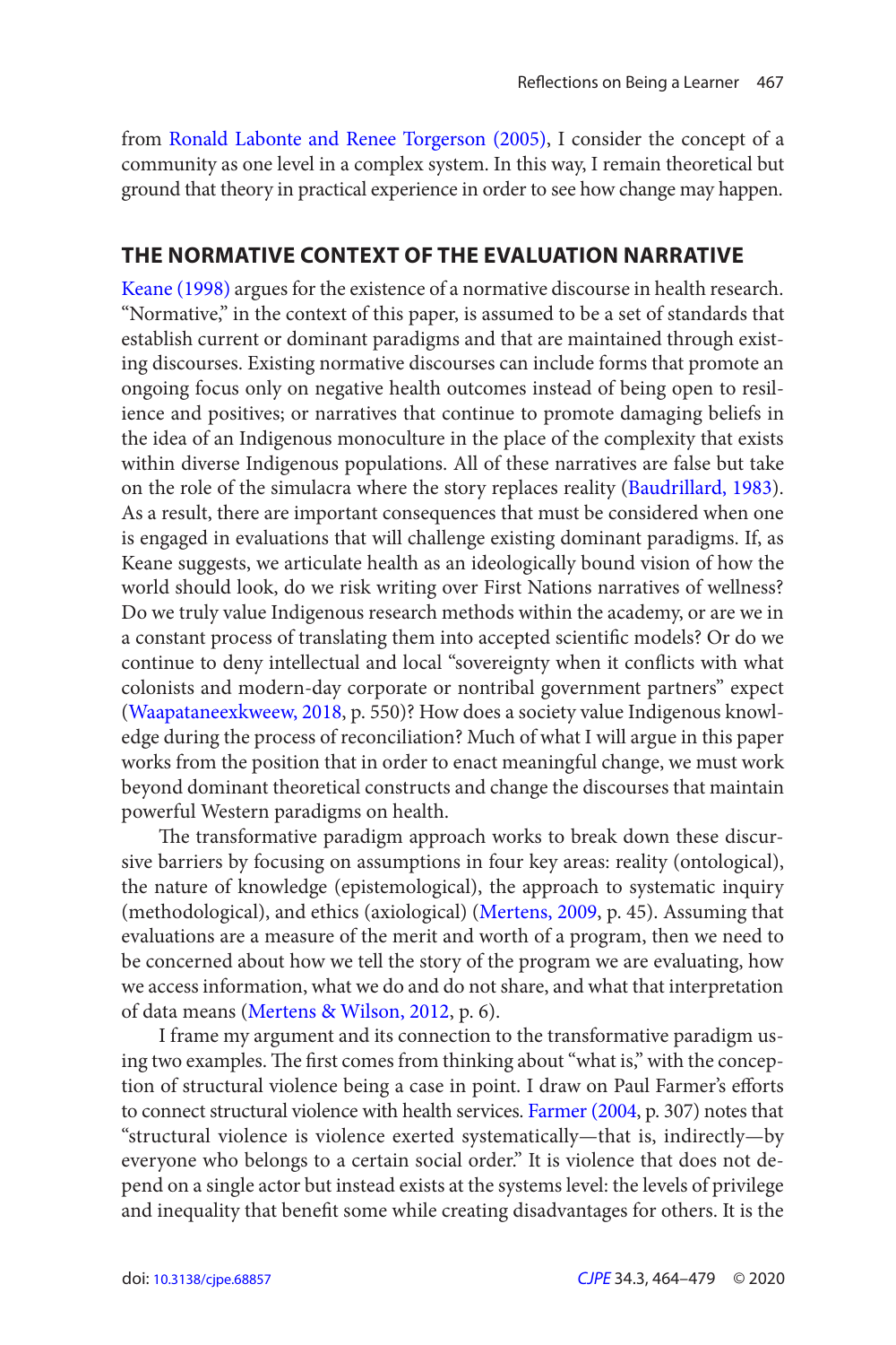from Ronald Labonte and Renee Torgerson (2005), I consider the concept of a community as one level in a complex system. In this way, I remain theoretical but ground that theory in practical experience in order to see how change may happen.

## THE NORMATIVE CONTEXT OF THE EVALUATION NARRATIVE

Keane (1998) argues for the existence of a normative discourse in health research. "Normative," in the context of this paper, is assumed to be a set of standards that establish current or dominant paradigms and that are maintained through existing discourses. Existing normative discourses can include forms that promote an ongoing focus only on negative health outcomes instead of being open to resilience and positives; or narratives that continue to promote damaging beliefs in the idea of an Indigenous monoculture in the place of the complexity that exists within diverse Indigenous populations. All of these narratives are false but take on the role of the simulacra where the story replaces reality (Baudrillard, 1983). As a result, there are important consequences that must be considered when one is engaged in evaluations that will challenge existing dominant paradigms. If, as Keane suggests, we articulate health as an ideologically bound vision of how the world should look, do we risk writing over First Nations narratives of wellness? Do we truly value Indigenous research methods within the academy, or are we in a constant process of translating them into accepted scientific models? Or do we continue to deny intellectual and local "sovereignty when it conflicts with what colonists and modern-day corporate or nontribal government partners" expect (Waapataneexkweew, 2018, p. 550)? How does a society value Indigenous knowledge during the process of reconciliation? Much of what I will argue in this paper works from the position that in order to enact meaningful change, we must work beyond dominant theoretical constructs and change the discourses that maintain powerful Western paradigms on health.

The transformative paradigm approach works to break down these discursive barriers by focusing on assumptions in four key areas: reality (ontological), the nature of knowledge (epistemological), the approach to systematic inquiry (methodological), and ethics (axiological) (Mertens, 2009, p. 45). Assuming that evaluations are a measure of the merit and worth of a program, then we need to be concerned about how we tell the story of the program we are evaluating, how we access information, what we do and do not share, and what that interpretation of data means (Mertens & Wilson, 2012, p. 6).

I frame my argument and its connection to the transformative paradigm using two examples. The first comes from thinking about "what is," with the conception of structural violence being a case in point. I draw on Paul Farmer's efforts to connect structural violence with health services. Farmer (2004, p. 307) notes that "structural violence is violence exerted systematically—that is, indirectly—by everyone who belongs to a certain social order." It is violence that does not depend on a single actor but instead exists at the systems level: the levels of privilege and inequality that benefit some while creating disadvantages for others. It is the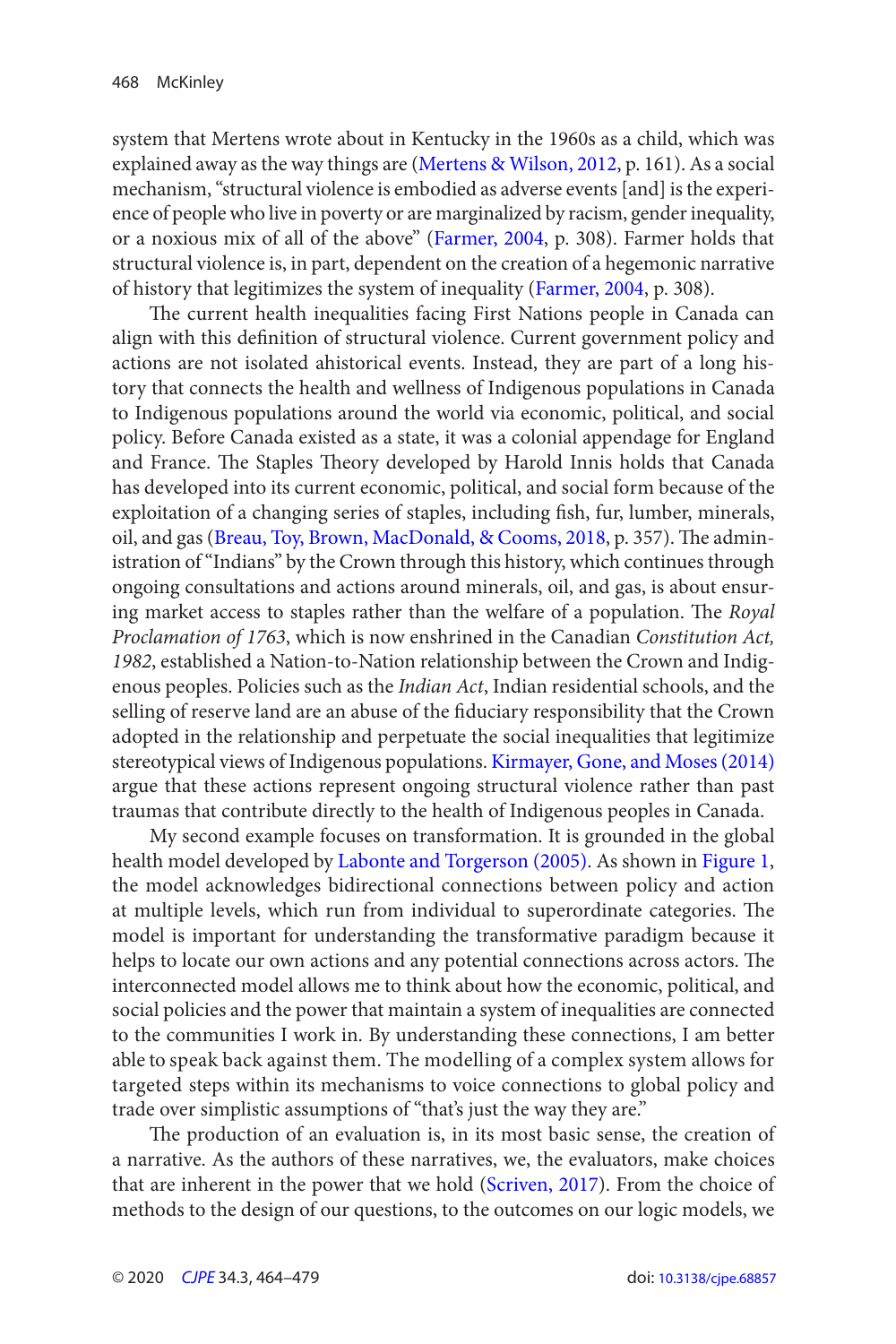system that Mertens wrote about in Kentucky in the 1960s as a child, which was explained away as the way things are (Mertens & Wilson, 2012, p. 161). As a social mechanism, "structural violence is embodied as adverse events [and] is the experience of people who live in poverty or are marginalized by racism, gender inequality, or a noxious mix of all of the above" (Farmer, 2004, p. 308). Farmer holds that structural violence is, in part, dependent on the creation of a hegemonic narrative of history that legitimizes the system of inequality (Farmer, 2004, p. 308).

The current health inequalities facing First Nations people in Canada can align with this definition of structural violence. Current government policy and actions are not isolated ahistorical events. Instead, they are part of a long history that connects the health and wellness of Indigenous populations in Canada to Indigenous populations around the world via economic, political, and social policy. Before Canada existed as a state, it was a colonial appendage for England and France. The Staples Theory developed by Harold Innis holds that Canada has developed into its current economic, political, and social form because of the exploitation of a changing series of staples, including fish, fur, lumber, minerals, oil, and gas (Breau, Toy, Brown, MacDonald, & Cooms, 2018, p. 357). The administration of "Indians" by the Crown through this history, which continues through ongoing consultations and actions around minerals, oil, and gas, is about ensuring market access to staples rather than the welfare of a population. The *Royal Proclamation of 1763*, which is now enshrined in the Canadian *Constitution Act, 1982*, established a Nation-to-Nation relationship between the Crown and Indigenous peoples. Policies such as the *Indian Act*, Indian residential schools, and the selling of reserve land are an abuse of the fiduciary responsibility that the Crown adopted in the relationship and perpetuate the social inequalities that legitimize stereotypical views of Indigenous populations. Kirmayer, Gone, and Moses (2014) argue that these actions represent ongoing structural violence rather than past traumas that contribute directly to the health of Indigenous peoples in Canada.

My second example focuses on transformation. It is grounded in the global health model developed by Labonte and Torgerson (2005). As shown in Figure 1, the model acknowledges bidirectional connections between policy and action at multiple levels, which run from individual to superordinate categories. The model is important for understanding the transformative paradigm because it helps to locate our own actions and any potential connections across actors. The interconnected model allows me to think about how the economic, political, and social policies and the power that maintain a system of inequalities are connected to the communities I work in. By understanding these connections, I am better able to speak back against them. The modelling of a complex system allows for targeted steps within its mechanisms to voice connections to global policy and trade over simplistic assumptions of "that's just the way they are."

The production of an evaluation is, in its most basic sense, the creation of a narrative. As the authors of these narratives, we, the evaluators, make choices that are inherent in the power that we hold (Scriven, 2017). From the choice of methods to the design of our questions, to the outcomes on our logic models, we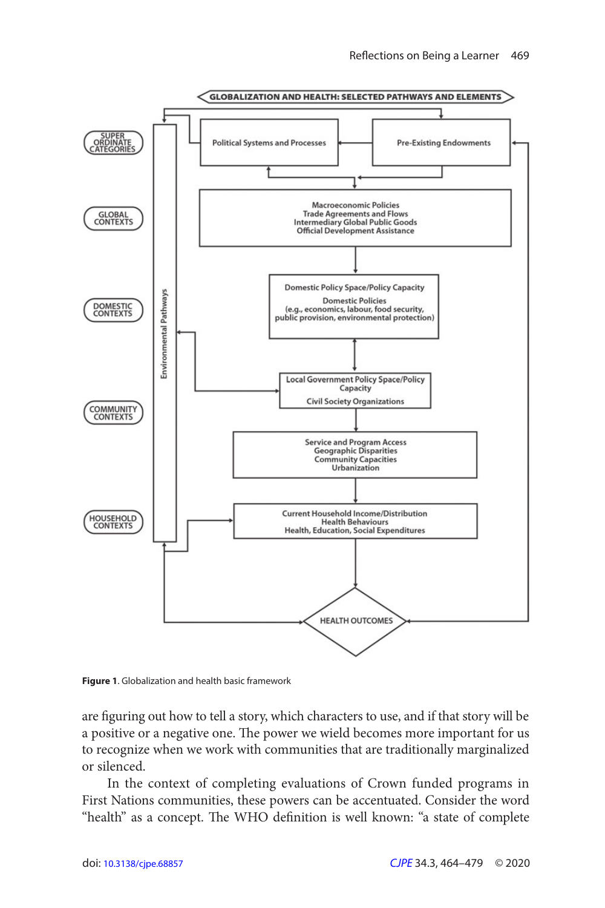**GLOBALIZATION AND HEALTH: SELECTED PATHWAYS AND ELEMENTS**

SUPER ORDINATE CATEGORIES: Political Systems and Processes; Pre-Existing Endowments

GLOBAL CONTEXTS: Macroeconomic Policies; Trade Agreements and Flows; Intermediary Global Public Goods; Official Development Assistance

DOMESTIC CONTEXTS: Domestic Policy Space/Policy Capacity; Domestic Policies (e.g., economics, labour, food security, public provision, environmental protection)

COMMUNITY CONTEXTS: Local Government Policy Space/Policy Capacity; Civil Society Organizations; Service and Program Access; Geographic Disparities; Community Capacities; Urbanization

HOUSEHOLD CONTEXTS: Current Household Income/Distribution; Health Behaviours; Health, Education, Social Expenditures

Environmental Pathways

HEALTH OUTCOMES

**Figure 1**. Globalization and health basic framework

are figuring out how to tell a story, which characters to use, and if that story will be a positive or a negative one. The power we wield becomes more important for us to recognize when we work with communities that are traditionally marginalized or silenced.

In the context of completing evaluations of Crown funded programs in First Nations communities, these powers can be accentuated. Consider the word "health" as a concept. The WHO definition is well known: "a state of complete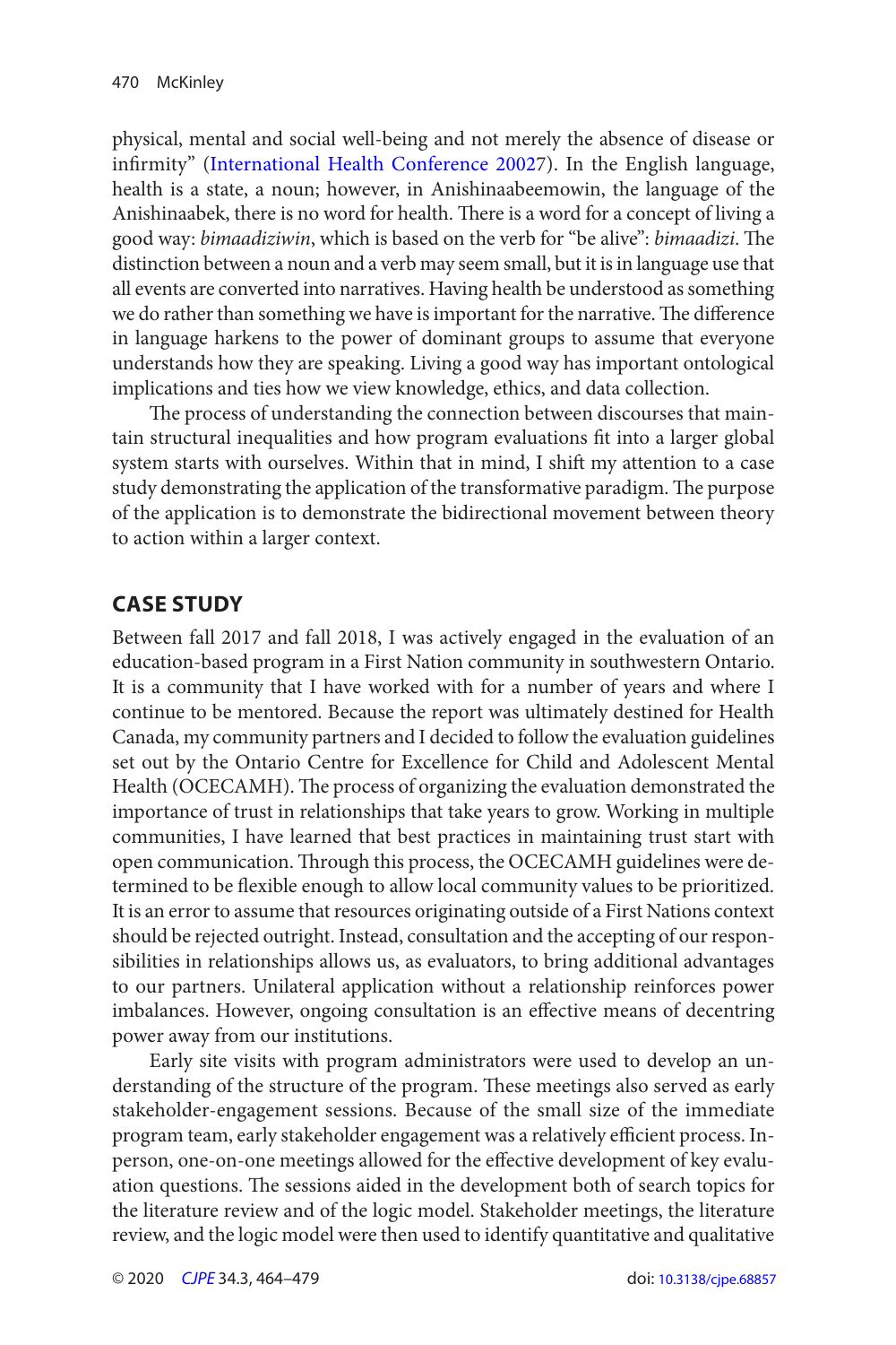physical, mental and social well-being and not merely the absence of disease or infirmity" (International Health Conference 20027). In the English language, health is a state, a noun; however, in Anishinaabeemowin, the language of the Anishinaabek, there is no word for health. There is a word for a concept of living a good way: *bimaadiziwin*, which is based on the verb for "be alive": *bimaadizi*. The distinction between a noun and a verb may seem small, but it is in language use that all events are converted into narratives. Having health be understood as something we do rather than something we have is important for the narrative. The difference in language harkens to the power of dominant groups to assume that everyone understands how they are speaking. Living a good way has important ontological implications and ties how we view knowledge, ethics, and data collection.

The process of understanding the connection between discourses that maintain structural inequalities and how program evaluations fit into a larger global system starts with ourselves. Within that in mind, I shift my attention to a case study demonstrating the application of the transformative paradigm. The purpose of the application is to demonstrate the bidirectional movement between theory to action within a larger context.

## CASE STUDY

Between fall 2017 and fall 2018, I was actively engaged in the evaluation of an education-based program in a First Nation community in southwestern Ontario. It is a community that I have worked with for a number of years and where I continue to be mentored. Because the report was ultimately destined for Health Canada, my community partners and I decided to follow the evaluation guidelines set out by the Ontario Centre for Excellence for Child and Adolescent Mental Health (OCECAMH). The process of organizing the evaluation demonstrated the importance of trust in relationships that take years to grow. Working in multiple communities, I have learned that best practices in maintaining trust start with open communication. Through this process, the OCECAMH guidelines were determined to be flexible enough to allow local community values to be prioritized. It is an error to assume that resources originating outside of a First Nations context should be rejected outright. Instead, consultation and the accepting of our responsibilities in relationships allows us, as evaluators, to bring additional advantages to our partners. Unilateral application without a relationship reinforces power imbalances. However, ongoing consultation is an effective means of decentring power away from our institutions.

Early site visits with program administrators were used to develop an understanding of the structure of the program. These meetings also served as early stakeholder-engagement sessions. Because of the small size of the immediate program team, early stakeholder engagement was a relatively efficient process. In-person, one-on-one meetings allowed for the effective development of key evaluation questions. The sessions aided in the development both of search topics for the literature review and of the logic model. Stakeholder meetings, the literature review, and the logic model were then used to identify quantitative and qualitative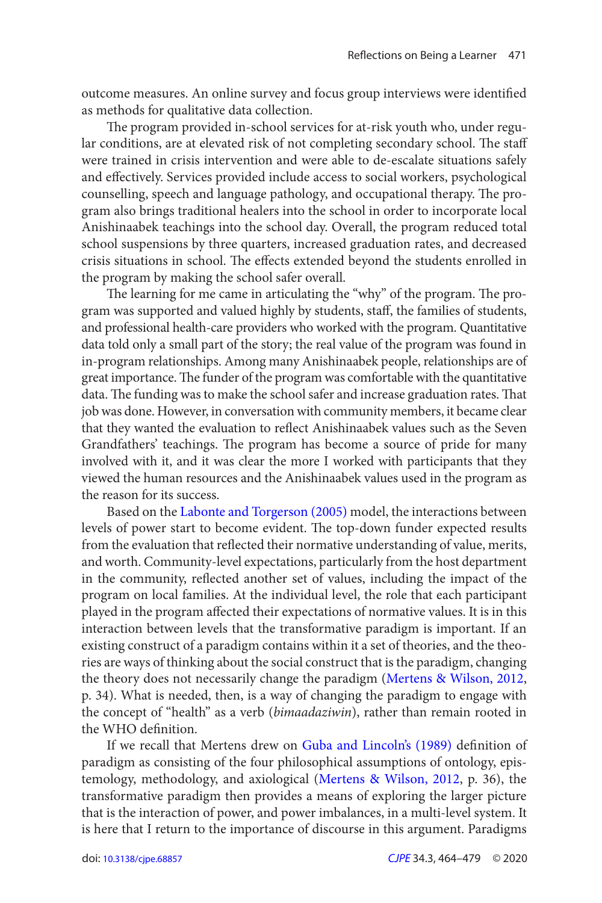outcome measures. An online survey and focus group interviews were identified as methods for qualitative data collection.

The program provided in-school services for at-risk youth who, under regular conditions, are at elevated risk of not completing secondary school. The staff were trained in crisis intervention and were able to de-escalate situations safely and effectively. Services provided include access to social workers, psychological counselling, speech and language pathology, and occupational therapy. The program also brings traditional healers into the school in order to incorporate local Anishinaabek teachings into the school day. Overall, the program reduced total school suspensions by three quarters, increased graduation rates, and decreased crisis situations in school. The effects extended beyond the students enrolled in the program by making the school safer overall.

The learning for me came in articulating the "why" of the program. The program was supported and valued highly by students, staff, the families of students, and professional health-care providers who worked with the program. Quantitative data told only a small part of the story; the real value of the program was found in in-program relationships. Among many Anishinaabek people, relationships are of great importance. The funder of the program was comfortable with the quantitative data. The funding was to make the school safer and increase graduation rates. That job was done. However, in conversation with community members, it became clear that they wanted the evaluation to reflect Anishinaabek values such as the Seven Grandfathers' teachings. The program has become a source of pride for many involved with it, and it was clear the more I worked with participants that they viewed the human resources and the Anishinaabek values used in the program as the reason for its success.

Based on the Labonte and Torgerson (2005) model, the interactions between levels of power start to become evident. The top-down funder expected results from the evaluation that reflected their normative understanding of value, merits, and worth. Community-level expectations, particularly from the host department in the community, reflected another set of values, including the impact of the program on local families. At the individual level, the role that each participant played in the program affected their expectations of normative values. It is in this interaction between levels that the transformative paradigm is important. If an existing construct of a paradigm contains within it a set of theories, and the theories are ways of thinking about the social construct that is the paradigm, changing the theory does not necessarily change the paradigm (Mertens & Wilson, 2012, p. 34). What is needed, then, is a way of changing the paradigm to engage with the concept of "health" as a verb (*bimaadaziwin*), rather than remain rooted in the WHO definition.

If we recall that Mertens drew on Guba and Lincoln's (1989) definition of paradigm as consisting of the four philosophical assumptions of ontology, epistemology, methodology, and axiological (Mertens & Wilson, 2012, p. 36), the transformative paradigm then provides a means of exploring the larger picture that is the interaction of power, and power imbalances, in a multi-level system. It is here that I return to the importance of discourse in this argument. Paradigms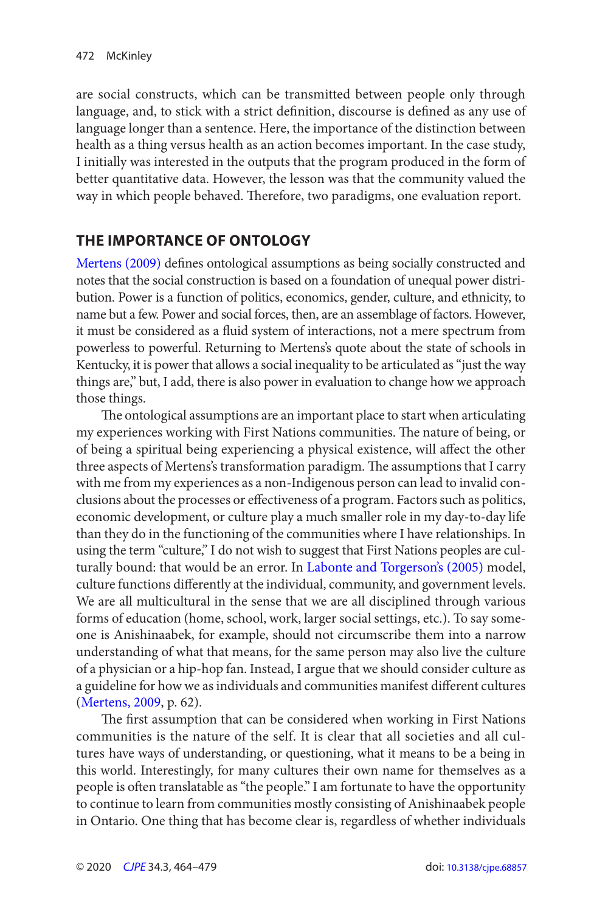are social constructs, which can be transmitted between people only through language, and, to stick with a strict definition, discourse is defined as any use of language longer than a sentence. Here, the importance of the distinction between health as a thing versus health as an action becomes important. In the case study, I initially was interested in the outputs that the program produced in the form of better quantitative data. However, the lesson was that the community valued the way in which people behaved. Therefore, two paradigms, one evaluation report.

## THE IMPORTANCE OF ONTOLOGY

Mertens (2009) defines ontological assumptions as being socially constructed and notes that the social construction is based on a foundation of unequal power distribution. Power is a function of politics, economics, gender, culture, and ethnicity, to name but a few. Power and social forces, then, are an assemblage of factors. However, it must be considered as a fluid system of interactions, not a mere spectrum from powerless to powerful. Returning to Mertens's quote about the state of schools in Kentucky, it is power that allows a social inequality to be articulated as "just the way things are," but, I add, there is also power in evaluation to change how we approach those things.

The ontological assumptions are an important place to start when articulating my experiences working with First Nations communities. The nature of being, or of being a spiritual being experiencing a physical existence, will affect the other three aspects of Mertens's transformation paradigm. The assumptions that I carry with me from my experiences as a non-Indigenous person can lead to invalid conclusions about the processes or effectiveness of a program. Factors such as politics, economic development, or culture play a much smaller role in my day-to-day life than they do in the functioning of the communities where I have relationships. In using the term "culture," I do not wish to suggest that First Nations peoples are culturally bound: that would be an error. In Labonte and Torgerson's (2005) model, culture functions differently at the individual, community, and government levels. We are all multicultural in the sense that we are all disciplined through various forms of education (home, school, work, larger social settings, etc.). To say someone is Anishinaabek, for example, should not circumscribe them into a narrow understanding of what that means, for the same person may also live the culture of a physician or a hip-hop fan. Instead, I argue that we should consider culture as a guideline for how we as individuals and communities manifest different cultures (Mertens, 2009, p. 62).

The first assumption that can be considered when working in First Nations communities is the nature of the self. It is clear that all societies and all cultures have ways of understanding, or questioning, what it means to be a being in this world. Interestingly, for many cultures their own name for themselves as a people is often translatable as "the people." I am fortunate to have the opportunity to continue to learn from communities mostly consisting of Anishinaabek people in Ontario. One thing that has become clear is, regardless of whether individuals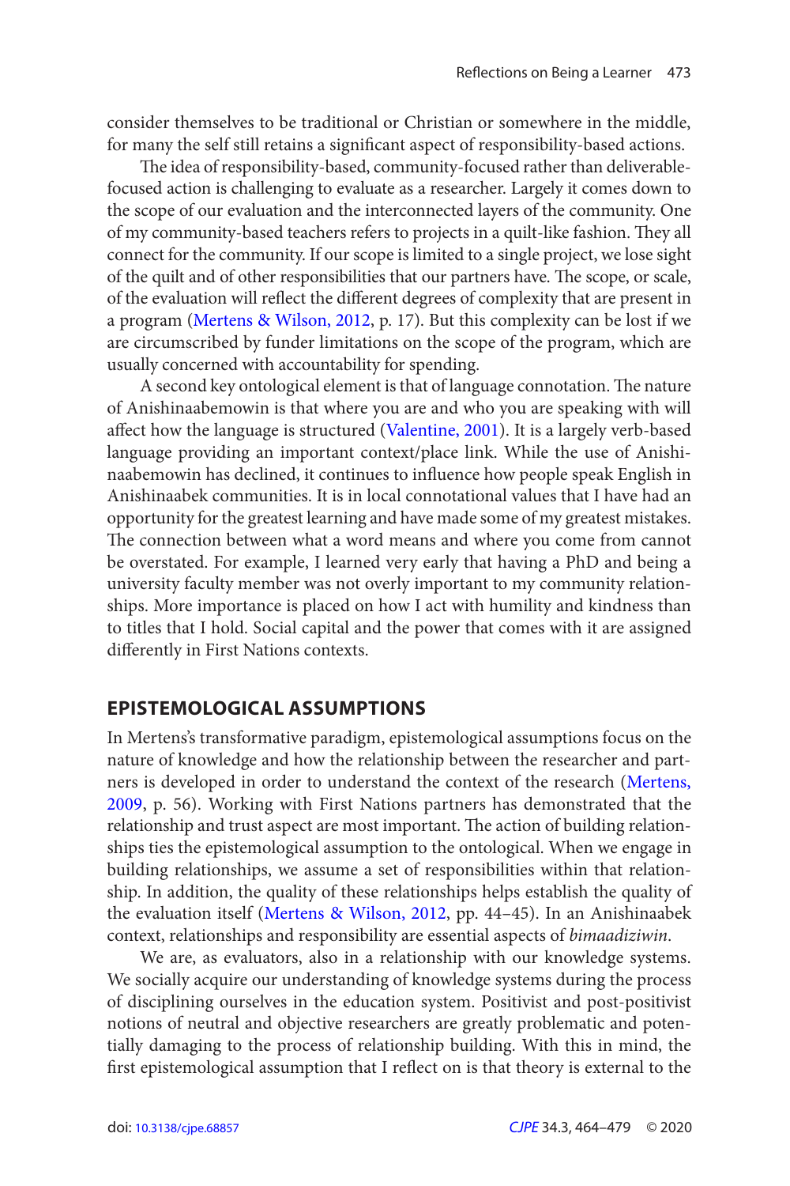consider themselves to be traditional or Christian or somewhere in the middle, for many the self still retains a significant aspect of responsibility-based actions.

The idea of responsibility-based, community-focused rather than deliverable-focused action is challenging to evaluate as a researcher. Largely it comes down to the scope of our evaluation and the interconnected layers of the community. One of my community-based teachers refers to projects in a quilt-like fashion. They all connect for the community. If our scope is limited to a single project, we lose sight of the quilt and of other responsibilities that our partners have. The scope, or scale, of the evaluation will reflect the different degrees of complexity that are present in a program (Mertens & Wilson, 2012, p. 17). But this complexity can be lost if we are circumscribed by funder limitations on the scope of the program, which are usually concerned with accountability for spending.

A second key ontological element is that of language connotation. The nature of Anishinaabemowin is that where you are and who you are speaking with will affect how the language is structured (Valentine, 2001). It is a largely verb-based language providing an important context/place link. While the use of Anishinaabemowin has declined, it continues to influence how people speak English in Anishinaabek communities. It is in local connotational values that I have had an opportunity for the greatest learning and have made some of my greatest mistakes. The connection between what a word means and where you come from cannot be overstated. For example, I learned very early that having a PhD and being a university faculty member was not overly important to my community relationships. More importance is placed on how I act with humility and kindness than to titles that I hold. Social capital and the power that comes with it are assigned differently in First Nations contexts.

## EPISTEMOLOGICAL ASSUMPTIONS

In Mertens's transformative paradigm, epistemological assumptions focus on the nature of knowledge and how the relationship between the researcher and partners is developed in order to understand the context of the research (Mertens, 2009, p. 56). Working with First Nations partners has demonstrated that the relationship and trust aspect are most important. The action of building relationships ties the epistemological assumption to the ontological. When we engage in building relationships, we assume a set of responsibilities within that relationship. In addition, the quality of these relationships helps establish the quality of the evaluation itself (Mertens & Wilson, 2012, pp. 44–45). In an Anishinaabek context, relationships and responsibility are essential aspects of *bimaadiziwin*.

We are, as evaluators, also in a relationship with our knowledge systems. We socially acquire our understanding of knowledge systems during the process of disciplining ourselves in the education system. Positivist and post-positivist notions of neutral and objective researchers are greatly problematic and potentially damaging to the process of relationship building. With this in mind, the first epistemological assumption that I reflect on is that theory is external to the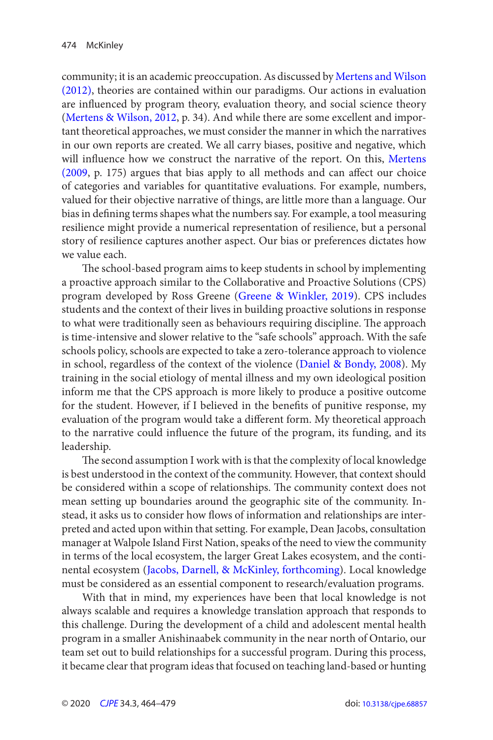community; it is an academic preoccupation. As discussed by Mertens and Wilson (2012), theories are contained within our paradigms. Our actions in evaluation are influenced by program theory, evaluation theory, and social science theory (Mertens & Wilson, 2012, p. 34). And while there are some excellent and important theoretical approaches, we must consider the manner in which the narratives in our own reports are created. We all carry biases, positive and negative, which will influence how we construct the narrative of the report. On this, Mertens (2009, p. 175) argues that bias apply to all methods and can affect our choice of categories and variables for quantitative evaluations. For example, numbers, valued for their objective narrative of things, are little more than a language. Our bias in defining terms shapes what the numbers say. For example, a tool measuring resilience might provide a numerical representation of resilience, but a personal story of resilience captures another aspect. Our bias or preferences dictates how we value each.

The school-based program aims to keep students in school by implementing a proactive approach similar to the Collaborative and Proactive Solutions (CPS) program developed by Ross Greene (Greene & Winkler, 2019). CPS includes students and the context of their lives in building proactive solutions in response to what were traditionally seen as behaviours requiring discipline. The approach is time-intensive and slower relative to the "safe schools" approach. With the safe schools policy, schools are expected to take a zero-tolerance approach to violence in school, regardless of the context of the violence (Daniel & Bondy, 2008). My training in the social etiology of mental illness and my own ideological position inform me that the CPS approach is more likely to produce a positive outcome for the student. However, if I believed in the benefits of punitive response, my evaluation of the program would take a different form. My theoretical approach to the narrative could influence the future of the program, its funding, and its leadership.

The second assumption I work with is that the complexity of local knowledge is best understood in the context of the community. However, that context should be considered within a scope of relationships. The community context does not mean setting up boundaries around the geographic site of the community. Instead, it asks us to consider how flows of information and relationships are interpreted and acted upon within that setting. For example, Dean Jacobs, consultation manager at Walpole Island First Nation, speaks of the need to view the community in terms of the local ecosystem, the larger Great Lakes ecosystem, and the continental ecosystem (Jacobs, Darnell, & McKinley, forthcoming). Local knowledge must be considered as an essential component to research/evaluation programs.

With that in mind, my experiences have been that local knowledge is not always scalable and requires a knowledge translation approach that responds to this challenge. During the development of a child and adolescent mental health program in a smaller Anishinaabek community in the near north of Ontario, our team set out to build relationships for a successful program. During this process, it became clear that program ideas that focused on teaching land-based or hunting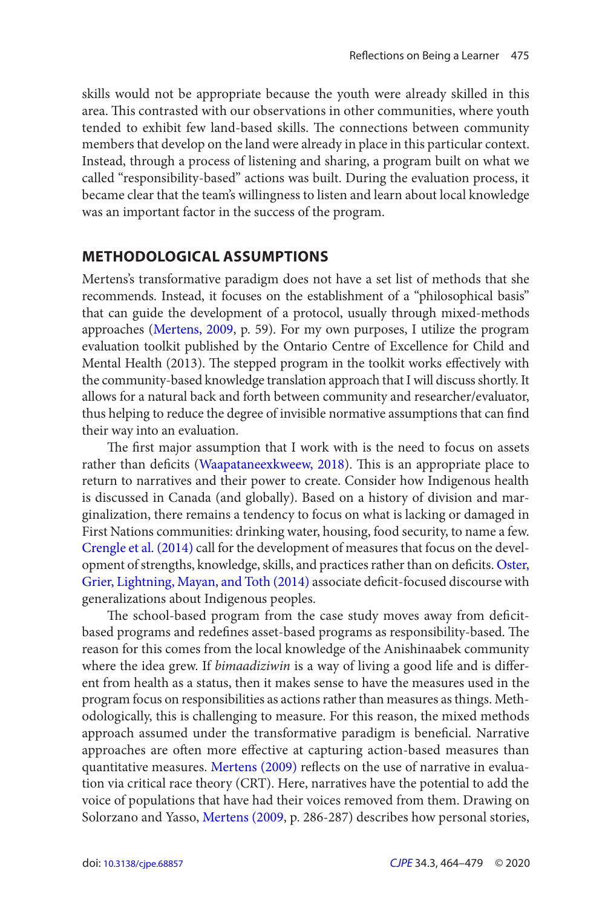skills would not be appropriate because the youth were already skilled in this area. This contrasted with our observations in other communities, where youth tended to exhibit few land-based skills. The connections between community members that develop on the land were already in place in this particular context. Instead, through a process of listening and sharing, a program built on what we called "responsibility-based" actions was built. During the evaluation process, it became clear that the team's willingness to listen and learn about local knowledge was an important factor in the success of the program.

## METHODOLOGICAL ASSUMPTIONS

Mertens's transformative paradigm does not have a set list of methods that she recommends. Instead, it focuses on the establishment of a "philosophical basis" that can guide the development of a protocol, usually through mixed-methods approaches (Mertens, 2009, p. 59). For my own purposes, I utilize the program evaluation toolkit published by the Ontario Centre of Excellence for Child and Mental Health (2013). The stepped program in the toolkit works effectively with the community-based knowledge translation approach that I will discuss shortly. It allows for a natural back and forth between community and researcher/evaluator, thus helping to reduce the degree of invisible normative assumptions that can find their way into an evaluation.

The first major assumption that I work with is the need to focus on assets rather than deficits (Waapataneexkweew, 2018). This is an appropriate place to return to narratives and their power to create. Consider how Indigenous health is discussed in Canada (and globally). Based on a history of division and marginalization, there remains a tendency to focus on what is lacking or damaged in First Nations communities: drinking water, housing, food security, to name a few. Crengle et al. (2014) call for the development of measures that focus on the development of strengths, knowledge, skills, and practices rather than on deficits. Oster, Grier, Lightning, Mayan, and Toth (2014) associate deficit-focused discourse with generalizations about Indigenous peoples.

The school-based program from the case study moves away from deficit-based programs and redefines asset-based programs as responsibility-based. The reason for this comes from the local knowledge of the Anishinaabek community where the idea grew. If *bimaadiziwin* is a way of living a good life and is different from health as a status, then it makes sense to have the measures used in the program focus on responsibilities as actions rather than measures as things. Methodologically, this is challenging to measure. For this reason, the mixed methods approach assumed under the transformative paradigm is beneficial. Narrative approaches are often more effective at capturing action-based measures than quantitative measures. Mertens (2009) reflects on the use of narrative in evaluation via critical race theory (CRT). Here, narratives have the potential to add the voice of populations that have had their voices removed from them. Drawing on Solorzano and Yasso, Mertens (2009, p. 286-287) describes how personal stories,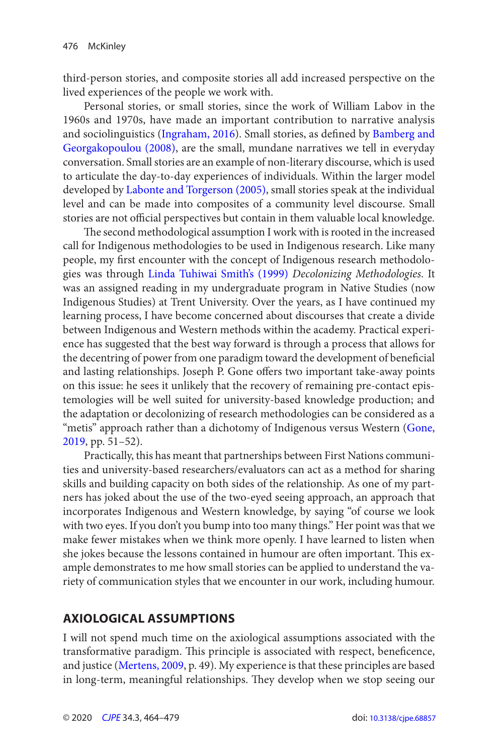third-person stories, and composite stories all add increased perspective on the lived experiences of the people we work with.

Personal stories, or small stories, since the work of William Labov in the 1960s and 1970s, have made an important contribution to narrative analysis and sociolinguistics (Ingraham, 2016). Small stories, as defined by Bamberg and Georgakopoulou (2008), are the small, mundane narratives we tell in everyday conversation. Small stories are an example of non-literary discourse, which is used to articulate the day-to-day experiences of individuals. Within the larger model developed by Labonte and Torgerson (2005), small stories speak at the individual level and can be made into composites of a community level discourse. Small stories are not official perspectives but contain in them valuable local knowledge.

The second methodological assumption I work with is rooted in the increased call for Indigenous methodologies to be used in Indigenous research. Like many people, my first encounter with the concept of Indigenous research methodologies was through Linda Tuhiwai Smith's (1999) *Decolonizing Methodologies*. It was an assigned reading in my undergraduate program in Native Studies (now Indigenous Studies) at Trent University. Over the years, as I have continued my learning process, I have become concerned about discourses that create a divide between Indigenous and Western methods within the academy. Practical experience has suggested that the best way forward is through a process that allows for the decentring of power from one paradigm toward the development of beneficial and lasting relationships. Joseph P. Gone offers two important take-away points on this issue: he sees it unlikely that the recovery of remaining pre-contact epistemologies will be well suited for university-based knowledge production; and the adaptation or decolonizing of research methodologies can be considered as a "metis" approach rather than a dichotomy of Indigenous versus Western (Gone, 2019, pp. 51–52).

Practically, this has meant that partnerships between First Nations communities and university-based researchers/evaluators can act as a method for sharing skills and building capacity on both sides of the relationship. As one of my partners has joked about the use of the two-eyed seeing approach, an approach that incorporates Indigenous and Western knowledge, by saying "of course we look with two eyes. If you don't you bump into too many things." Her point was that we make fewer mistakes when we think more openly. I have learned to listen when she jokes because the lessons contained in humour are often important. This example demonstrates to me how small stories can be applied to understand the variety of communication styles that we encounter in our work, including humour.

## AXIOLOGICAL ASSUMPTIONS

I will not spend much time on the axiological assumptions associated with the transformative paradigm. This principle is associated with respect, beneficence, and justice (Mertens, 2009, p. 49). My experience is that these principles are based in long-term, meaningful relationships. They develop when we stop seeing our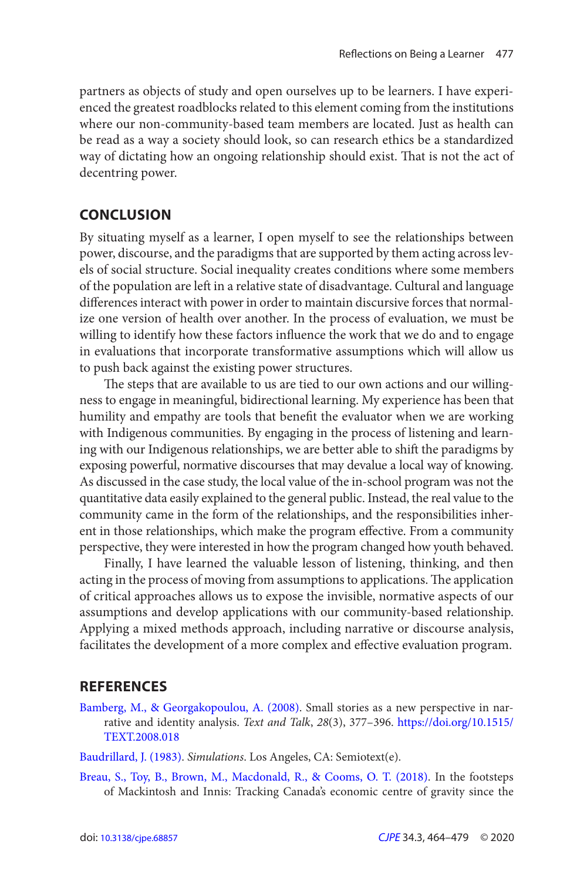partners as objects of study and open ourselves up to be learners. I have experienced the greatest roadblocks related to this element coming from the institutions where our non-community-based team members are located. Just as health can be read as a way a society should look, so can research ethics be a standardized way of dictating how an ongoing relationship should exist. That is not the act of decentring power.

## CONCLUSION

By situating myself as a learner, I open myself to see the relationships between power, discourse, and the paradigms that are supported by them acting across levels of social structure. Social inequality creates conditions where some members of the population are left in a relative state of disadvantage. Cultural and language differences interact with power in order to maintain discursive forces that normalize one version of health over another. In the process of evaluation, we must be willing to identify how these factors influence the work that we do and to engage in evaluations that incorporate transformative assumptions which will allow us to push back against the existing power structures.

The steps that are available to us are tied to our own actions and our willingness to engage in meaningful, bidirectional learning. My experience has been that humility and empathy are tools that benefit the evaluator when we are working with Indigenous communities. By engaging in the process of listening and learning with our Indigenous relationships, we are better able to shift the paradigms by exposing powerful, normative discourses that may devalue a local way of knowing. As discussed in the case study, the local value of the in-school program was not the quantitative data easily explained to the general public. Instead, the real value to the community came in the form of the relationships, and the responsibilities inherent in those relationships, which make the program effective. From a community perspective, they were interested in how the program changed how youth behaved.

Finally, I have learned the valuable lesson of listening, thinking, and then acting in the process of moving from assumptions to applications. The application of critical approaches allows us to expose the invisible, normative aspects of our assumptions and develop applications with our community-based relationship. Applying a mixed methods approach, including narrative or discourse analysis, facilitates the development of a more complex and effective evaluation program.

## REFERENCES

Bamberg, M., & Georgakopoulou, A. (2008). Small stories as a new perspective in narrative and identity analysis. *Text and Talk*, *28*(3), 377–396. https://doi.org/10.1515/TEXT.2008.018

Baudrillard, J. (1983). *Simulations*. Los Angeles, CA: Semiotext(e).

Breau, S., Toy, B., Brown, M., Macdonald, R., & Cooms, O. T. (2018). In the footsteps of Mackintosh and Innis: Tracking Canada's economic centre of gravity since the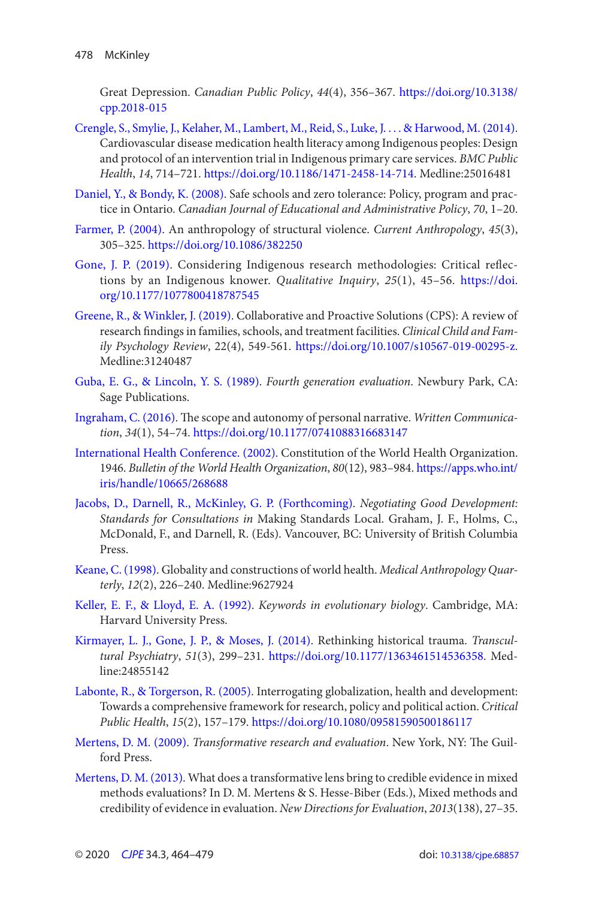Great Depression. *Canadian Public Policy*, *44*(4), 356–367. https://doi.org/10.3138/cpp.2018-015

Crengle, S., Smylie, J., Kelaher, M., Lambert, M., Reid, S., Luke, J. . . . & Harwood, M. (2014). Cardiovascular disease medication health literacy among Indigenous peoples: Design and protocol of an intervention trial in Indigenous primary care services. *BMC Public Health*, *14*, 714–721. https://doi.org/10.1186/1471-2458-14-714. Medline:25016481

Daniel, Y., & Bondy, K. (2008). Safe schools and zero tolerance: Policy, program and practice in Ontario. *Canadian Journal of Educational and Administrative Policy*, *70*, 1–20.

Farmer, P. (2004). An anthropology of structural violence. *Current Anthropology*, *45*(3), 305–325. https://doi.org/10.1086/382250

Gone, J. P. (2019). Considering Indigenous research methodologies: Critical reflections by an Indigenous knower. *Qualitative Inquiry*, *25*(1), 45–56. https://doi.org/10.1177/1077800418787545

Greene, R., & Winkler, J. (2019). Collaborative and Proactive Solutions (CPS): A review of research findings in families, schools, and treatment facilities. *Clinical Child and Family Psychology Review*, 22(4), 549-561. https://doi.org/10.1007/s10567-019-00295-z. Medline:31240487

Guba, E. G., & Lincoln, Y. S. (1989). *Fourth generation evaluation*. Newbury Park, CA: Sage Publications.

Ingraham, C. (2016). The scope and autonomy of personal narrative. *Written Communication*, *34*(1), 54–74. https://doi.org/10.1177/0741088316683147

International Health Conference. (2002). Constitution of the World Health Organization. 1946. *Bulletin of the World Health Organization*, *80*(12), 983–984. https://apps.who.int/iris/handle/10665/268688

Jacobs, D., Darnell, R., McKinley, G. P. (Forthcoming). *Negotiating Good Development: Standards for Consultations in* Making Standards Local. Graham, J. F., Holms, C., McDonald, F., and Darnell, R. (Eds). Vancouver, BC: University of British Columbia Press.

Keane, C. (1998). Globality and constructions of world health. *Medical Anthropology Quarterly*, *12*(2), 226–240. Medline:9627924

Keller, E. F., & Lloyd, E. A. (1992). *Keywords in evolutionary biology*. Cambridge, MA: Harvard University Press.

Kirmayer, L. J., Gone, J. P., & Moses, J. (2014). Rethinking historical trauma. *Transcultural Psychiatry*, *51*(3), 299–231. https://doi.org/10.1177/1363461514536358. Medline:24855142

Labonte, R., & Torgerson, R. (2005). Interrogating globalization, health and development: Towards a comprehensive framework for research, policy and political action. *Critical Public Health*, *15*(2), 157–179. https://doi.org/10.1080/09581590500186117

Mertens, D. M. (2009). *Transformative research and evaluation*. New York, NY: The Guilford Press.

Mertens, D. M. (2013). What does a transformative lens bring to credible evidence in mixed methods evaluations? In D. M. Mertens & S. Hesse-Biber (Eds.), Mixed methods and credibility of evidence in evaluation. *New Directions for Evaluation*, *2013*(138), 27–35.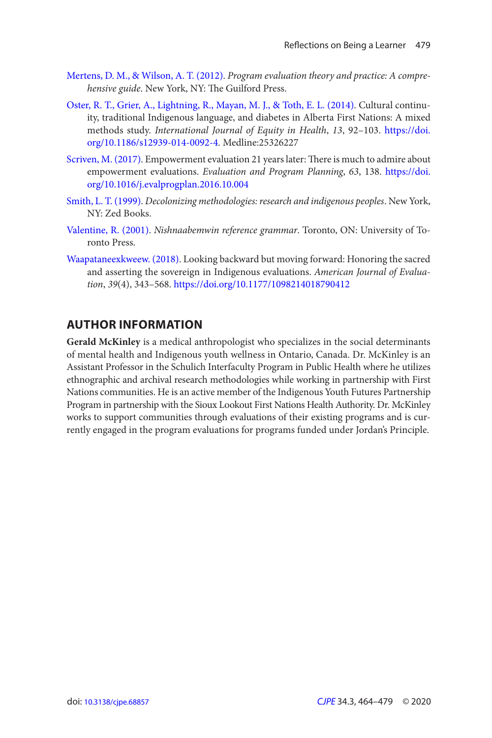Mertens, D. M., & Wilson, A. T. (2012). *Program evaluation theory and practice: A comprehensive guide*. New York, NY: The Guilford Press.

Oster, R. T., Grier, A., Lightning, R., Mayan, M. J., & Toth, E. L. (2014). Cultural continuity, traditional Indigenous language, and diabetes in Alberta First Nations: A mixed methods study. *International Journal of Equity in Health*, *13*, 92–103. https://doi.org/10.1186/s12939-014-0092-4. Medline:25326227

Scriven, M. (2017). Empowerment evaluation 21 years later: There is much to admire about empowerment evaluations. *Evaluation and Program Planning*, *63*, 138. https://doi.org/10.1016/j.evalprogplan.2016.10.004

Smith, L. T. (1999). *Decolonizing methodologies: research and indigenous peoples*. New York, NY: Zed Books.

Valentine, R. (2001). *Nishnaabemwin reference grammar*. Toronto, ON: University of Toronto Press.

Waapataneexkweew. (2018). Looking backward but moving forward: Honoring the sacred and asserting the sovereign in Indigenous evaluations. *American Journal of Evaluation*, *39*(4), 343–568. https://doi.org/10.1177/1098214018790412

## AUTHOR INFORMATION

**Gerald McKinley** is a medical anthropologist who specializes in the social determinants of mental health and Indigenous youth wellness in Ontario, Canada. Dr. McKinley is an Assistant Professor in the Schulich Interfaculty Program in Public Health where he utilizes ethnographic and archival research methodologies while working in partnership with First Nations communities. He is an active member of the Indigenous Youth Futures Partnership Program in partnership with the Sioux Lookout First Nations Health Authority. Dr. McKinley works to support communities through evaluations of their existing programs and is currently engaged in the program evaluations for programs funded under Jordan's Principle.